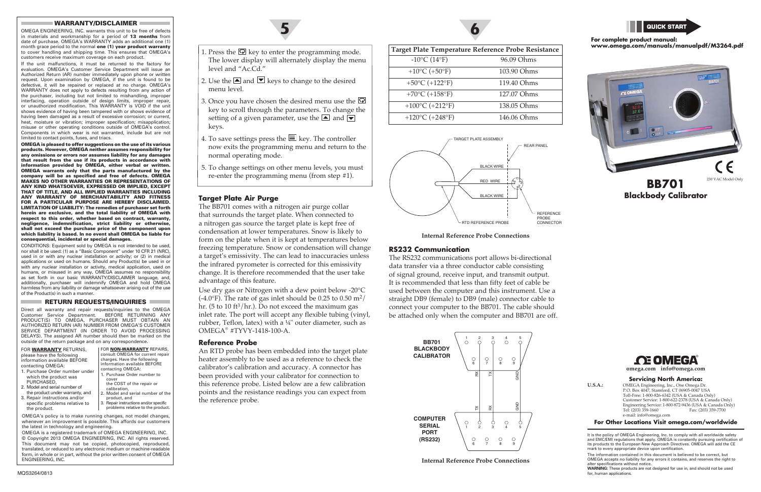## WARRANTY/DISCLAIMER

OMEGA ENGINEERING, INC. warrants this unit to be free of defects in materials and workmanship for a period of **13 months** from date of purchase. OMEGA's WARRANTY adds an additional one (1) month grace period to the normal **one (1) year product warranty** to cover handling and shipping time. This ensures that OMEGA's customers receive maximum coverage on each product.

If the unit malfunctions, it must be returned to the factory for evaluation. OMEGA's Customer Service Department will issue an Authorized Return (AR) number immediately upon phone or written request. Upon examination by OMEGA, if the unit is found to be defective, it will be repaired or replaced at no charge. OMEGA's WARRANTY does not apply to defects resulting from any action of the purchaser, including but not limited to mishandling, improper interfacing, operation outside of design limits, improper repair, or unauthorized modification. This WARRANTY is VOID if the unit shows evidence of having been tampered with or shows evidence of having been damaged as a result of excessive corrosion; or current, heat, moisture or vibration; improper specification; misapplication; misuse or other operating conditions outside of OMEGA's control. Components in which wear is not warranted, include but are not limited to contact points, fuses, and triacs.

**OMEGA is pleased to offer suggestions on the use of its various products. However, OMEGA neither assumes responsibility for any omissions or errors nor assumes liability for any damages that result from the use if its products in accordance with information provided by OMEGA, either verbal or written. OMEGA warrants only that the parts manufactured by the company will be as specified and free of defects. OMEGA MAKES NO OTHER WARRANTIES OR REPRESENTATIONS OF ANY KIND WHATSOEVER, EXPRESSED OR IMPLIED, EXCEPT THAT OF TITLE, AND ALL IMPLIED WARRANTIES INCLUDING ANY WARRANTY OF MERCHANTABILITY AND FITNESS FOR A PARTICULAR PURPOSE ARE HEREBY DISCLAIMED. LIMITATION OF LIABILITY: The remedies of purchaser set forth herein are exclusive, and the total liability of OMEGA with respect to this order, whether based on contract, warranty, negligence, indemnification, strict liability or otherwise, shall not exceed the purchase price of the component upon which liability is based. In no event shall OMEGA be liable for consequential, incidental or special damages.**

CONDITIONS: Equipment sold by OMEGA is not intended to be used, nor shall it be used: (1) as a "Basic Component" under 10 CFR 21 (NRC), used in or with any nuclear installation or activity; or (2) in medical applications or used on humans. Should any Product(s) be used in or with any nuclear installation or activity, medical application, used on humans, or misused in any way, OMEGA assumes no responsibility as set forth in our basic WARRANTY/DISCLAIMER language, and, additionally, purchaser will indemnify OMEGA and hold OMEGA harmless from any liability or damage whatsoever arising out of the use of the Product(s) in such a manner.

## RETURN REQUESTS/INQUIRIES

Direct all warranty and repair requests/inquiries to the OMEGA Customer Service Department. BEFORE RETURNING ANY PRODUCT(S) TO OMEGA, PURCHASER MUST OBTAIN AN AUTHORIZED RETURN (AR) NUMBER FROM OMEGA'S CUSTOMER SERVICE DEPARTMENT (IN ORDER TO AVOID PROCESSING DELAYS). The assigned AR number should then be marked on the outside of the return package and on any correspondence.

FOR **WARRANTY** RETURNS, please have the following information available BEFORE contacting OMEGA:

1. Purchase Order number under which the product was PURCHASED,
2. Model and serial number of the product under warranty, and
3. Repair instructions and/or specific problems relative to the product.

FOR **NON-WARRANTY** REPAIRS, consult OMEGA for current repair charges. Have the following information available BEFORE contacting OMEGA:

1. Purchase Order number to cover the COST of the repair or calibration,
2. Model and serial number of the product, and
3. Repair instructions and/or specific problems relative to the product.

OMEGA's policy is to make running changes, not model changes, whenever an improvement is possible. This affords our customers the latest in technology and engineering.

OMEGA is a registered trademark of OMEGA ENGINEERING, INC.
© Copyright 2013 OMEGA ENGINEERING, INC. All rights reserved. This document may not be copied, photocopied, reproduced, translated, or reduced to any electronic medium or machine-readable form, in whole or in part, without the prior written consent of OMEGA ENGINEERING, INC.

MQS3264/0813

1. Press the key to enter the programming mode. The lower display will alternately display the menu level and "Ac.Cd."
2. Use the ▲ and ▼ keys to change to the desired menu level.
3. Once you have chosen the desired menu use the key to scroll through the parameters. To change the setting of a given parameter, use the ▲ and ▼ keys.
4. To save settings press the key. The controller now exits the programming menu and return to the normal operating mode.
5. To change settings on other menu levels, you must re-enter the programming menu (from step #1).

### Target Plate Air Purge

The BB701 comes with a nitrogen air purge collar that surrounds the target plate. When connected to a nitrogen gas source the target plate is kept free of condensation at lower temperatures. Snow is likely to form on the plate when it is kept at temperatures below freezing temperature. Snow or condensation will change a target's emissivity. The can lead to inaccuracies unless the infrared pyrometer is corrected for this emissivity change. It is therefore recommended that the user take advantage of this feature.

Use dry gas or Nitrogen with a dew point below -20°C (-4.0°F). The rate of gas inlet should be 0.25 to 0.50 $m^2$/hr. (5 to 10 $ft^3$/hr.). Do not exceed the maximum gas inlet rate. The port will accept any flexible tubing (vinyl, rubber, Teflon, latex) with a ¼" outer diameter, such as OMEGA® #TYVY-1418-100-A.

### Reference Probe

An RTD probe has been embedded into the target plate heater assembly to be used as a reference to check the calibrator's calibration and accuracy. A connector has been provided with your calibrator for connection to this reference probe. Listed below are a few calibration points and the resistance readings you can expect from the reference probe.

| Target Plate Temperature | Reference Probe Resistance |
|---|---|
| -10°C (14°F) | 96.09 Ohms |
| +10°C (+50°F) | 103.90 Ohms |
| +50°C (+122°F) | 119.40 Ohms |
| +70°C (+158°F) | 127.07 Ohms |
| +100°C (+212°F) | 138.05 Ohms |
| +120°C (+248°F) | 146.06 Ohms |

TARGET PLATE ASSEMBLY — REAR PANEL — BLACK WIRE — RED WIRE — BLACK WIRE — RTD REFERENCE PROBE — REFERENCE PROBE CONNECTOR

Internal Reference Probe Connections

### RS232 Communication

The RS232 communications port allows bi-directional data transfer via a three conductor cable consisting of signal ground, receive input, and transmit output. It is recommended that less than fifty feet of cable be used between the computer and this instrument. Use a straight DB9 (female) to DB9 (male) connector cable to connect your computer to the BB701. The cable should be attached only when the computer and BB701 are off.

BB701 BLACKBODY CALIBRATOR: pin 2 RX, pin 3 TX, pin 5 GND
COMPUTER SERIAL PORT (RS232): pin 2 TX, pin 3 RX, pin 5 GND

Internal Reference Probe Connections

# QUICK START

**For complete product manual: www.omega.com/manuals/manualpdf/M3264.pdf**

230 VAC Model Only

# BB701
## Blackbody Calibrator

OMEGA®
omega.com info@omega.com

### Servicing North America:

**U.S.A.:** OMEGA Engineering, Inc., One Omega Dr.
P.O. Box 4047, Stamford, CT 06905-0047 USA
Toll-Free: 1-800-826-6342 (USA & Canada Only)
Customer Service: 1-800-622-2378 (USA & Canada Only)
Engineering Service: 1-800-872-9436 (USA & Canada Only)
Tel: (203) 359-1660 Fax: (203) 359-7700
e-mail: info@omega.com

**For Other Locations Visit omega.com/worldwide**

It is the policy of OMEGA Engineering, Inc. to comply with all worldwide safety and EMC/EMI regulations that apply. OMEGA is constantly pursuing certification of its products to the European New Approach Directives. OMEGA will add the CE mark to every appropriate device upon certification.

The information contained in this document is believed to be correct, but OMEGA accepts no liability for any errors it contains, and reserves the right to alter specifications without notice.

**WARNING:** These products are not designed for use in, and should not be used for, human applications.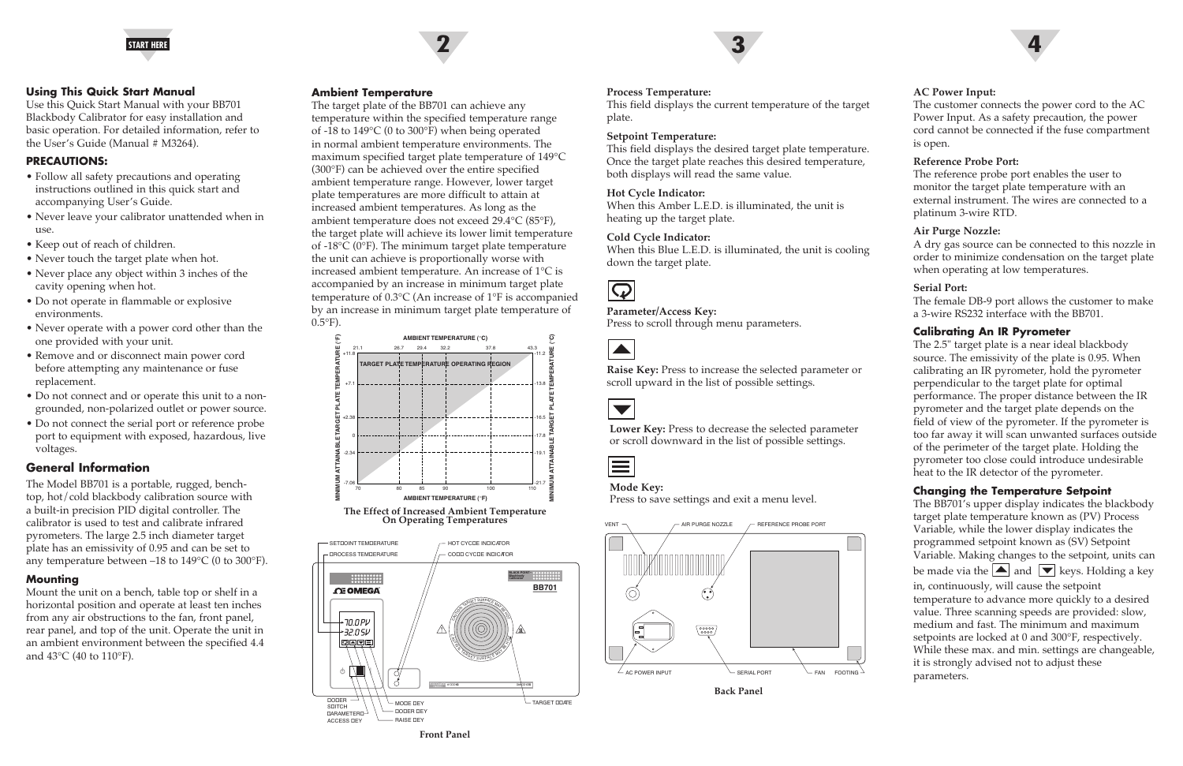START HERE

## Using This Quick Start Manual

Use this Quick Start Manual with your BB701 Blackbody Calibrator for easy installation and basic operation. For detailed information, refer to the User's Guide (Manual # M3264).

### PRECAUTIONS:

- Follow all safety precautions and operating instructions outlined in this quick start and accompanying User's Guide.
- Never leave your calibrator unattended when in use.
- Keep out of reach of children.
- Never touch the target plate when hot.
- Never place any object within 3 inches of the cavity opening when hot.
- Do not operate in flammable or explosive environments.
- Never operate with a power cord other than the one provided with your unit.
- Remove and or disconnect main power cord before attempting any maintenance or fuse replacement.
- Do not connect and or operate this unit to a non-grounded, non-polarized outlet or power source.
- Do not connect the serial port or reference probe port to equipment with exposed, hazardous, live voltages.

## General Information

The Model BB701 is a portable, rugged, bench-top, hot/cold blackbody calibration source with a built-in precision PID digital controller. The calibrator is used to test and calibrate infrared pyrometers. The large 2.5 inch diameter target plate has an emissivity of 0.95 and can be set to any temperature between –18 to 149°C (0 to 300°F).

### Mounting

Mount the unit on a bench, table top or shelf in a horizontal position and operate at least ten inches from any air obstructions to the fan, front panel, rear panel, and top of the unit. Operate the unit in an ambient environment between the specified 4.4 and 43°C (40 to 110°F).

### Ambient Temperature

The target plate of the BB701 can achieve any temperature within the specified temperature range of -18 to 149°C (0 to 300°F) when being operated in normal ambient temperature environments. The maximum specified target plate temperature of 149°C (300°F) can be achieved over the entire specified ambient temperature range. However, lower target plate temperatures are more difficult to attain at increased ambient temperatures. As long as the ambient temperature does not exceed 29.4°C (85°F), the target plate will achieve its lower limit temperature of -18°C (0°F). The minimum target plate temperature the unit can achieve is proportionally worse with increased ambient temperature. An increase of 1°C is accompanied by an increase in minimum target plate temperature of 0.3°C (An increase of 1°F is accompanied by an increase in minimum target plate temperature of 0.5°F).

AMBIENT TEMPERATURE (°C)
21.1 26.7 29.4 32.2 37.8 43.3
TARGET PLATE TEMPERATURE OPERATING REGION
MINIMUM ATTAINABLE TARGET PLATE TEMPERATURE (°F)
+11.6 +7.1 +2.38 0 -2.34 -7.06
MINIMUM ATTAINABLE TARGET PLATE TEMPERATURE (°C)
-11.2 -13.8 -16.5 -17.8 -19.1 -21.7
70 80 85 90 100 110
AMBIENT TEMPERATURE (°F)

**The Effect of Increased Ambient Temperature On Operating Temperatures**

SETPOINT TEMPERATURE
PROCESS TEMPERATURE
HOT CYCLE INDICATOR
COLD CYCLE INDICATOR
OMEGA
BB701
70.0 PV
32.0 SV
POWER SWITCH
PARAMETER/ACCESS KEY
MODE KEY
LOWER KEY
RAISE KEY
TARGET PLATE

**Front Panel**

**Process Temperature:**
This field displays the current temperature of the target plate.

**Setpoint Temperature:**
This field displays the desired target plate temperature. Once the target plate reaches this desired temperature, both displays will read the same value.

**Hot Cycle Indicator:**
When this Amber L.E.D. is illuminated, the unit is heating up the target plate.

**Cold Cycle Indicator:**
When this Blue L.E.D. is illuminated, the unit is cooling down the target plate.

**Parameter/Access Key:**
Press to scroll through menu parameters.

**Raise Key:** Press to increase the selected parameter or scroll upward in the list of possible settings.

**Lower Key:** Press to decrease the selected parameter or scroll downward in the list of possible settings.

**Mode Key:**
Press to save settings and exit a menu level.

VENT
AIR PURGE NOZZLE
REFERENCE PROBE PORT
AC POWER INPUT
SERIAL PORT
FAN
FOOTING

**Back Panel**

**AC Power Input:**
The customer connects the power cord to the AC Power Input. As a safety precaution, the power cord cannot be connected if the fuse compartment is open.

**Reference Probe Port:**
The reference probe port enables the user to monitor the target plate temperature with an external instrument. The wires are connected to a platinum 3-wire RTD.

**Air Purge Nozzle:**
A dry gas source can be connected to this nozzle in order to minimize condensation on the target plate when operating at low temperatures.

**Serial Port:**
The female DB-9 port allows the customer to make a 3-wire RS232 interface with the BB701.

### Calibrating An IR Pyrometer

The 2.5" target plate is a near ideal blackbody source. The emissivity of the plate is 0.95. When calibrating an IR pyrometer, hold the pyrometer perpendicular to the target plate for optimal performance. The proper distance between the IR pyrometer and the target plate depends on the field of view of the pyrometer. If the pyrometer is too far away it will scan unwanted surfaces outside of the perimeter of the target plate. Holding the pyrometer too close could introduce undesirable heat to the IR detector of the pyrometer.

### Changing the Temperature Setpoint

The BB701's upper display indicates the blackbody target plate temperature known as (PV) Process Variable, while the lower display indicates the programmed setpoint known as (SV) Setpoint Variable. Making changes to the setpoint, units can be made via the ▲ and ▼ keys. Holding a key in, continuously, will cause the setpoint temperature to advance more quickly to a desired value. Three scanning speeds are provided: slow, medium and fast. The minimum and maximum setpoints are locked at 0 and 300°F, respectively. While these max. and min. settings are changeable, it is strongly advised not to adjust these parameters.